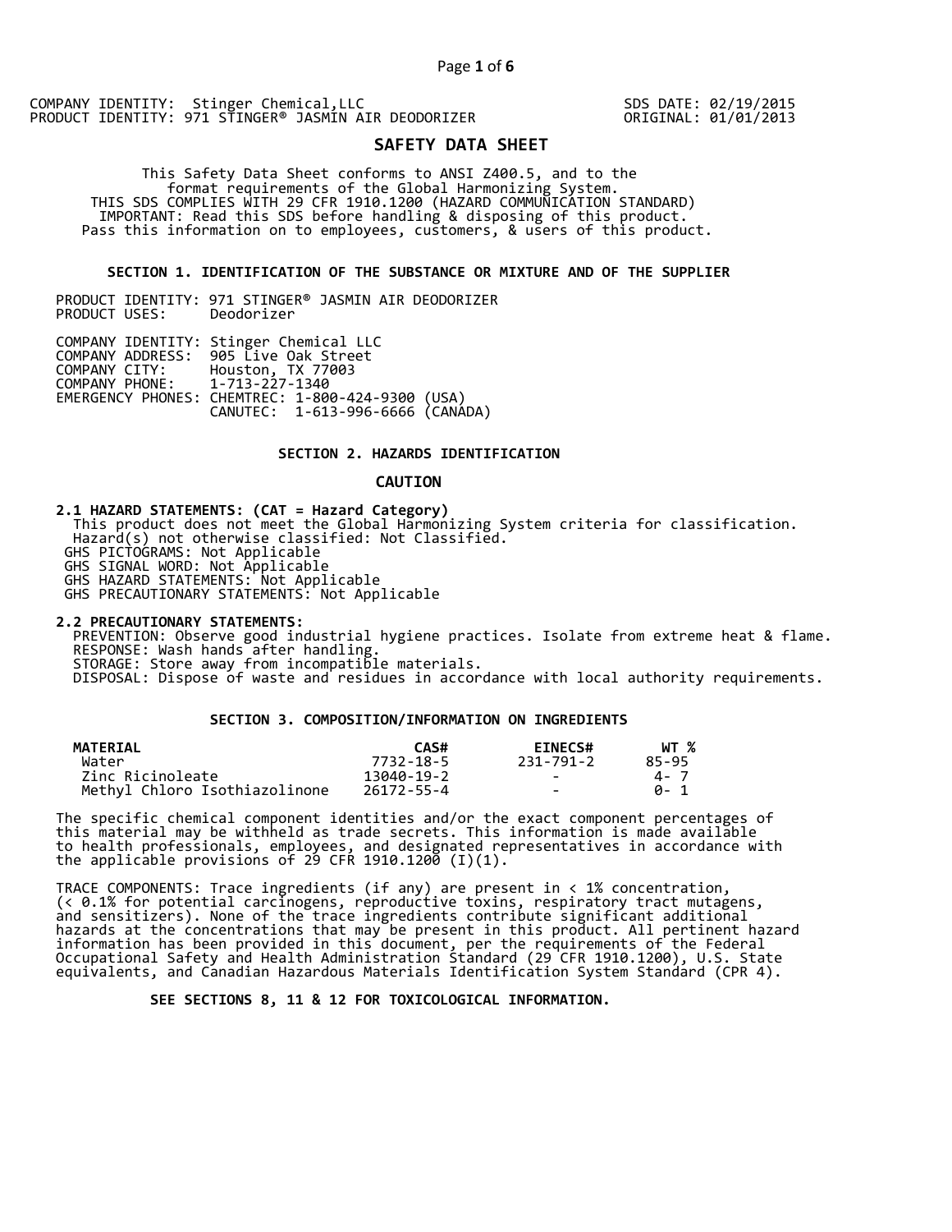COMPANY IDENTITY: Stinger Chemical,LLC
PRODUCT IDENTITY: 971 STINGER® JASMIN AIR DEODORIZER

SDS DATE: 02/19/2015
ORIGINAL: 01/01/2013

# SAFETY DATA SHEET

This Safety Data Sheet conforms to ANSI Z400.5, and to the format requirements of the Global Harmonizing System.
THIS SDS COMPLIES WITH 29 CFR 1910.1200 (HAZARD COMMUNICATION STANDARD)
IMPORTANT: Read this SDS before handling & disposing of this product.
Pass this information on to employees, customers, & users of this product.

## SECTION 1. IDENTIFICATION OF THE SUBSTANCE OR MIXTURE AND OF THE SUPPLIER

PRODUCT IDENTITY: 971 STINGER® JASMIN AIR DEODORIZER
PRODUCT USES: Deodorizer

COMPANY IDENTITY: Stinger Chemical LLC
COMPANY ADDRESS: 905 Live Oak Street
COMPANY CITY: Houston, TX 77003
COMPANY PHONE: 1-713-227-1340
EMERGENCY PHONES: CHEMTREC: 1-800-424-9300 (USA)
CANUTEC: 1-613-996-6666 (CANADA)

## SECTION 2. HAZARDS IDENTIFICATION

**CAUTION**

**2.1 HAZARD STATEMENTS: (CAT = Hazard Category)**
This product does not meet the Global Harmonizing System criteria for classification.
Hazard(s) not otherwise classified: Not Classified.
GHS PICTOGRAMS: Not Applicable
GHS SIGNAL WORD: Not Applicable
GHS HAZARD STATEMENTS: Not Applicable
GHS PRECAUTIONARY STATEMENTS: Not Applicable

**2.2 PRECAUTIONARY STATEMENTS:**
PREVENTION: Observe good industrial hygiene practices. Isolate from extreme heat & flame.
RESPONSE: Wash hands after handling.
STORAGE: Store away from incompatible materials.
DISPOSAL: Dispose of waste and residues in accordance with local authority requirements.

## SECTION 3. COMPOSITION/INFORMATION ON INGREDIENTS

| MATERIAL | CAS# | EINECS# | WT % |
|---|---|---|---|
| Water | 7732-18-5 | 231-791-2 | 85-95 |
| Zinc Ricinoleate | 13040-19-2 | - | 4- 7 |
| Methyl Chloro Isothiazolinone | 26172-55-4 | - | 0- 1 |

The specific chemical component identities and/or the exact component percentages of this material may be withheld as trade secrets. This information is made available to health professionals, employees, and designated representatives in accordance with the applicable provisions of 29 CFR 1910.1200 (I)(1).

TRACE COMPONENTS: Trace ingredients (if any) are present in < 1% concentration, (< 0.1% for potential carcinogens, reproductive toxins, respiratory tract mutagens, and sensitizers). None of the trace ingredients contribute significant additional hazards at the concentrations that may be present in this product. All pertinent hazard information has been provided in this document, per the requirements of the Federal Occupational Safety and Health Administration Standard (29 CFR 1910.1200), U.S. State equivalents, and Canadian Hazardous Materials Identification System Standard (CPR 4).

**SEE SECTIONS 8, 11 & 12 FOR TOXICOLOGICAL INFORMATION.**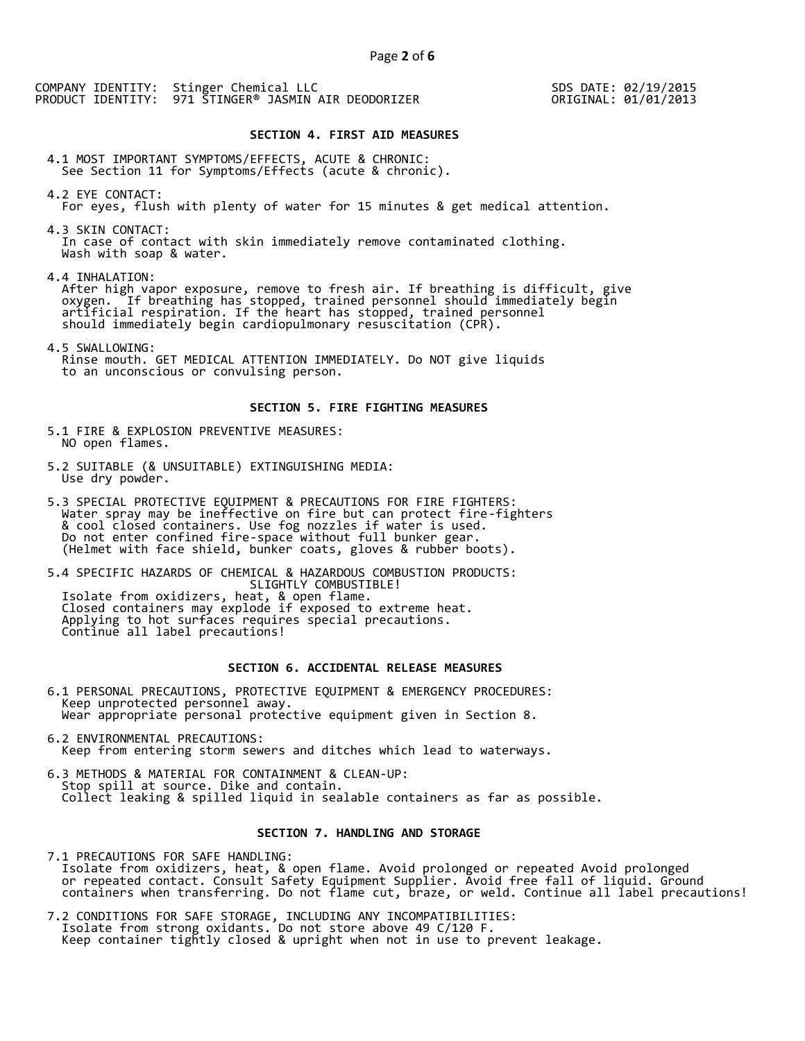COMPANY IDENTITY: Stinger Chemical LLC
PRODUCT IDENTITY: 971 STINGER® JASMIN AIR DEODORIZER

SDS DATE: 02/19/2015
ORIGINAL: 01/01/2013

## SECTION 4. FIRST AID MEASURES

4.1 MOST IMPORTANT SYMPTOMS/EFFECTS, ACUTE & CHRONIC:
See Section 11 for Symptoms/Effects (acute & chronic).

4.2 EYE CONTACT:
For eyes, flush with plenty of water for 15 minutes & get medical attention.

4.3 SKIN CONTACT:
In case of contact with skin immediately remove contaminated clothing.
Wash with soap & water.

4.4 INHALATION:
After high vapor exposure, remove to fresh air. If breathing is difficult, give oxygen. If breathing has stopped, trained personnel should immediately begin artificial respiration. If the heart has stopped, trained personnel should immediately begin cardiopulmonary resuscitation (CPR).

4.5 SWALLOWING:
Rinse mouth. GET MEDICAL ATTENTION IMMEDIATELY. Do NOT give liquids to an unconscious or convulsing person.

## SECTION 5. FIRE FIGHTING MEASURES

5.1 FIRE & EXPLOSION PREVENTIVE MEASURES:
NO open flames.

5.2 SUITABLE (& UNSUITABLE) EXTINGUISHING MEDIA:
Use dry powder.

5.3 SPECIAL PROTECTIVE EQUIPMENT & PRECAUTIONS FOR FIRE FIGHTERS:
Water spray may be ineffective on fire but can protect fire-fighters & cool closed containers. Use fog nozzles if water is used.
Do not enter confined fire-space without full bunker gear.
(Helmet with face shield, bunker coats, gloves & rubber boots).

5.4 SPECIFIC HAZARDS OF CHEMICAL & HAZARDOUS COMBUSTION PRODUCTS:
SLIGHTLY COMBUSTIBLE!
Isolate from oxidizers, heat, & open flame.
Closed containers may explode if exposed to extreme heat.
Applying to hot surfaces requires special precautions.
Continue all label precautions!

## SECTION 6. ACCIDENTAL RELEASE MEASURES

6.1 PERSONAL PRECAUTIONS, PROTECTIVE EQUIPMENT & EMERGENCY PROCEDURES:
Keep unprotected personnel away.
Wear appropriate personal protective equipment given in Section 8.

6.2 ENVIRONMENTAL PRECAUTIONS:
Keep from entering storm sewers and ditches which lead to waterways.

6.3 METHODS & MATERIAL FOR CONTAINMENT & CLEAN-UP:
Stop spill at source. Dike and contain.
Collect leaking & spilled liquid in sealable containers as far as possible.

## SECTION 7. HANDLING AND STORAGE

7.1 PRECAUTIONS FOR SAFE HANDLING:
Isolate from oxidizers, heat, & open flame. Avoid prolonged or repeated Avoid prolonged or repeated contact. Consult Safety Equipment Supplier. Avoid free fall of liquid. Ground containers when transferring. Do not flame cut, braze, or weld. Continue all label precautions!

7.2 CONDITIONS FOR SAFE STORAGE, INCLUDING ANY INCOMPATIBILITIES:
Isolate from strong oxidants. Do not store above 49 C/120 F.
Keep container tightly closed & upright when not in use to prevent leakage.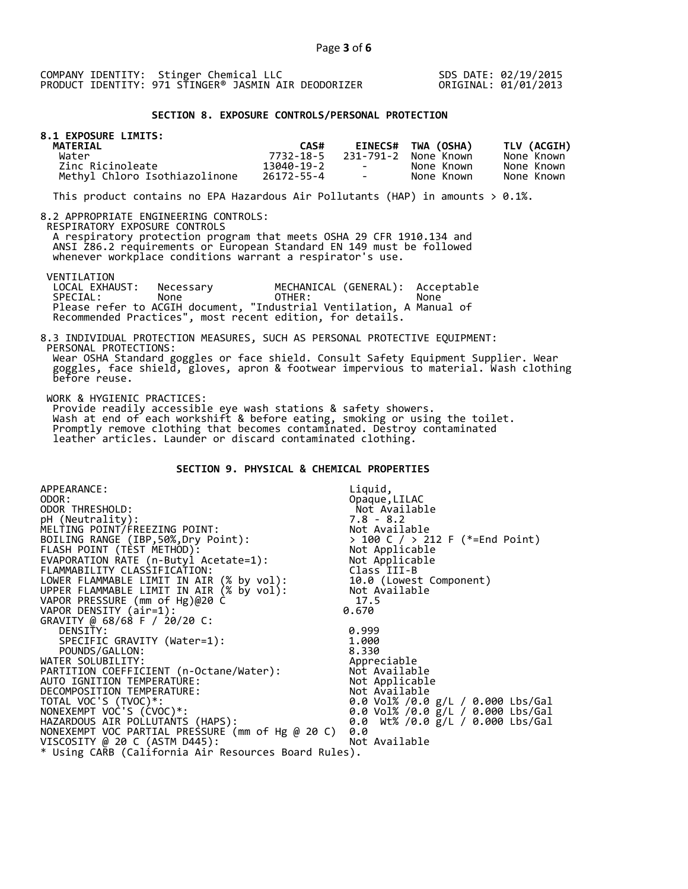COMPANY IDENTITY: Stinger Chemical LLC  
PRODUCT IDENTITY: 971 STINGER® JASMIN AIR DEODORIZER

SDS DATE: 02/19/2015  
ORIGINAL: 01/01/2013

## SECTION 8. EXPOSURE CONTROLS/PERSONAL PROTECTION

**8.1 EXPOSURE LIMITS:**

| MATERIAL | CAS# | EINECS# | TWA (OSHA) | TLV (ACGIH) |
|---|---|---|---|---|
| Water | 7732-18-5 | 231-791-2 | None Known | None Known |
| Zinc Ricinoleate | 13040-19-2 | - | None Known | None Known |
| Methyl Chloro Isothiazolinone | 26172-55-4 | - | None Known | None Known |

This product contains no EPA Hazardous Air Pollutants (HAP) in amounts > 0.1%.

8.2 APPROPRIATE ENGINEERING CONTROLS:

RESPIRATORY EXPOSURE CONTROLS

A respiratory protection program that meets OSHA 29 CFR 1910.134 and ANSI Z86.2 requirements or European Standard EN 149 must be followed whenever workplace conditions warrant a respirator's use.

VENTILATION

LOCAL EXHAUST: Necessary MECHANICAL (GENERAL): Acceptable  
SPECIAL: None OTHER: None

Please refer to ACGIH document, "Industrial Ventilation, A Manual of Recommended Practices", most recent edition, for details.

8.3 INDIVIDUAL PROTECTION MEASURES, SUCH AS PERSONAL PROTECTIVE EQUIPMENT:

PERSONAL PROTECTIONS:

Wear OSHA Standard goggles or face shield. Consult Safety Equipment Supplier. Wear goggles, face shield, gloves, apron & footwear impervious to material. Wash clothing before reuse.

WORK & HYGIENIC PRACTICES:

Provide readily accessible eye wash stations & safety showers. Wash at end of each workshift & before eating, smoking or using the toilet. Promptly remove clothing that becomes contaminated. Destroy contaminated leather articles. Launder or discard contaminated clothing.

## SECTION 9. PHYSICAL & CHEMICAL PROPERTIES

| | |
|---|---|
| APPEARANCE: | Liquid, |
| ODOR: | Opaque,LILAC |
| ODOR THRESHOLD: | Not Available |
| pH (Neutrality): | 7.8 - 8.2 |
| MELTING POINT/FREEZING POINT: | Not Available |
| BOILING RANGE (IBP,50%,Dry Point): | > 100 C / > 212 F (*=End Point) |
| FLASH POINT (TEST METHOD): | Not Applicable |
| EVAPORATION RATE (n-Butyl Acetate=1): | Not Applicable |
| FLAMMABILITY CLASSIFICATION: | Class III-B |
| LOWER FLAMMABLE LIMIT IN AIR (% by vol): | 10.0 (Lowest Component) |
| UPPER FLAMMABLE LIMIT IN AIR (% by vol): | Not Available |
| VAPOR PRESSURE (mm of Hg)@20 C | 17.5 |
| VAPOR DENSITY (air=1): | 0.670 |
| GRAVITY @ 68/68 F / 20/20 C: | |
| DENSITY: | 0.999 |
| SPECIFIC GRAVITY (Water=1): | 1.000 |
| POUNDS/GALLON: | 8.330 |
| WATER SOLUBILITY: | Appreciable |
| PARTITION COEFFICIENT (n-Octane/Water): | Not Available |
| AUTO IGNITION TEMPERATURE: | Not Applicable |
| DECOMPOSITION TEMPERATURE: | Not Available |
| TOTAL VOC'S (TVOC)*: | 0.0 Vol% /0.0 g/L / 0.000 Lbs/Gal |
| NONEXEMPT VOC'S (CVOC)*: | 0.0 Vol% /0.0 g/L / 0.000 Lbs/Gal |
| HAZARDOUS AIR POLLUTANTS (HAPS): | 0.0 Wt% /0.0 g/L / 0.000 Lbs/Gal |
| NONEXEMPT VOC PARTIAL PRESSURE (mm of Hg @ 20 C) | 0.0 |
| VISCOSITY @ 20 C (ASTM D445): | Not Available |

* Using CARB (California Air Resources Board Rules).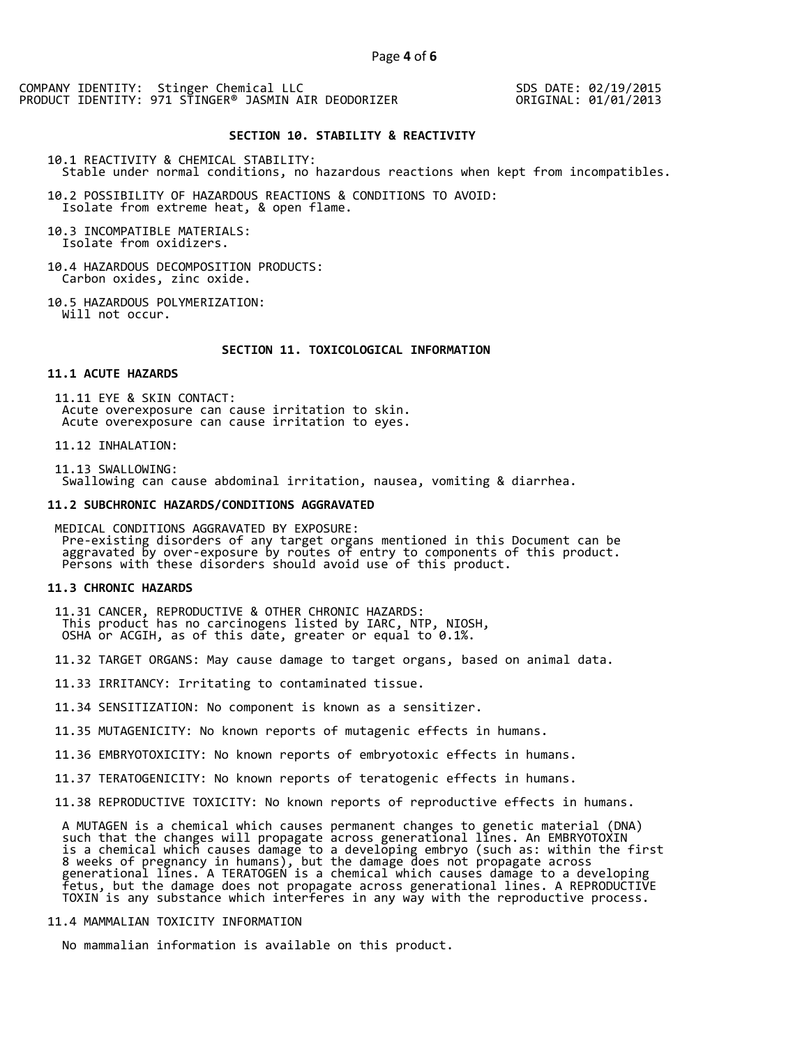COMPANY IDENTITY: Stinger Chemical LLC
PRODUCT IDENTITY: 971 STINGER® JASMIN AIR DEODORIZER

SDS DATE: 02/19/2015
ORIGINAL: 01/01/2013

## SECTION 10. STABILITY & REACTIVITY

10.1 REACTIVITY & CHEMICAL STABILITY:
Stable under normal conditions, no hazardous reactions when kept from incompatibles.

10.2 POSSIBILITY OF HAZARDOUS REACTIONS & CONDITIONS TO AVOID:
Isolate from extreme heat, & open flame.

10.3 INCOMPATIBLE MATERIALS:
Isolate from oxidizers.

10.4 HAZARDOUS DECOMPOSITION PRODUCTS:
Carbon oxides, zinc oxide.

10.5 HAZARDOUS POLYMERIZATION:
Will not occur.

## SECTION 11. TOXICOLOGICAL INFORMATION

### 11.1 ACUTE HAZARDS

11.11 EYE & SKIN CONTACT:
Acute overexposure can cause irritation to skin.
Acute overexposure can cause irritation to eyes.

11.12 INHALATION:

11.13 SWALLOWING:
Swallowing can cause abdominal irritation, nausea, vomiting & diarrhea.

### 11.2 SUBCHRONIC HAZARDS/CONDITIONS AGGRAVATED

MEDICAL CONDITIONS AGGRAVATED BY EXPOSURE:
Pre-existing disorders of any target organs mentioned in this Document can be aggravated by over-exposure by routes of entry to components of this product. Persons with these disorders should avoid use of this product.

### 11.3 CHRONIC HAZARDS

11.31 CANCER, REPRODUCTIVE & OTHER CHRONIC HAZARDS:
This product has no carcinogens listed by IARC, NTP, NIOSH, OSHA or ACGIH, as of this date, greater or equal to 0.1%.

11.32 TARGET ORGANS: May cause damage to target organs, based on animal data.

11.33 IRRITANCY: Irritating to contaminated tissue.

11.34 SENSITIZATION: No component is known as a sensitizer.

11.35 MUTAGENICITY: No known reports of mutagenic effects in humans.

11.36 EMBRYOTOXICITY: No known reports of embryotoxic effects in humans.

11.37 TERATOGENICITY: No known reports of teratogenic effects in humans.

11.38 REPRODUCTIVE TOXICITY: No known reports of reproductive effects in humans.

A MUTAGEN is a chemical which causes permanent changes to genetic material (DNA) such that the changes will propagate across generational lines. An EMBRYOTOXIN is a chemical which causes damage to a developing embryo (such as: within the first 8 weeks of pregnancy in humans), but the damage does not propagate across generational lines. A TERATOGEN is a chemical which causes damage to a developing fetus, but the damage does not propagate across generational lines. A REPRODUCTIVE TOXIN is any substance which interferes in any way with the reproductive process.

11.4 MAMMALIAN TOXICITY INFORMATION

No mammalian information is available on this product.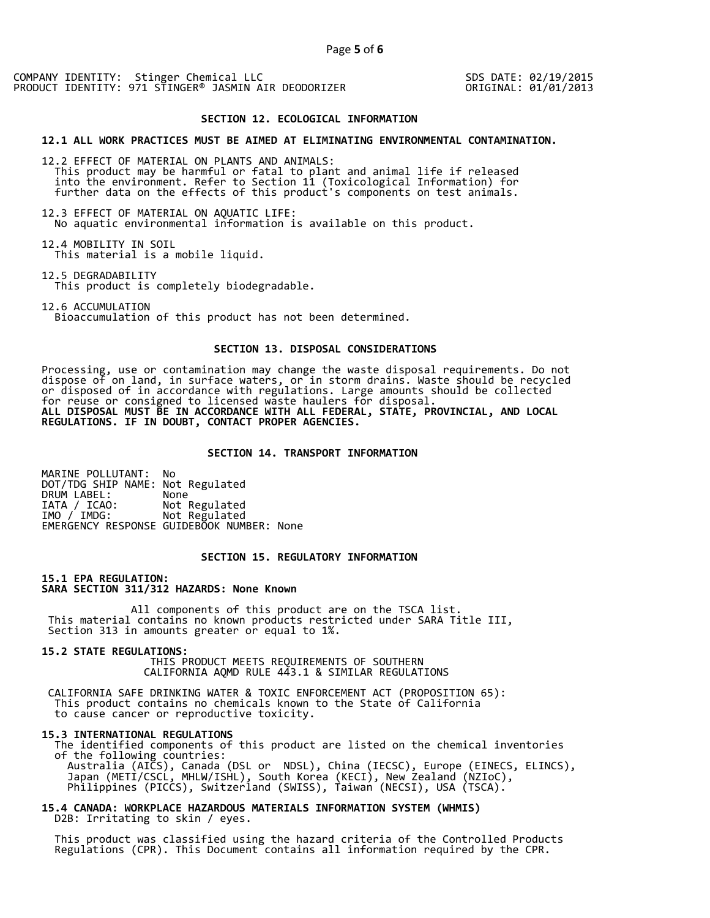COMPANY IDENTITY: Stinger Chemical LLC
PRODUCT IDENTITY: 971 STINGER® JASMIN AIR DEODORIZER

SDS DATE: 02/19/2015
ORIGINAL: 01/01/2013

## SECTION 12. ECOLOGICAL INFORMATION

**12.1 ALL WORK PRACTICES MUST BE AIMED AT ELIMINATING ENVIRONMENTAL CONTAMINATION.**

12.2 EFFECT OF MATERIAL ON PLANTS AND ANIMALS:
This product may be harmful or fatal to plant and animal life if released into the environment. Refer to Section 11 (Toxicological Information) for further data on the effects of this product's components on test animals.

12.3 EFFECT OF MATERIAL ON AQUATIC LIFE:
No aquatic environmental information is available on this product.

12.4 MOBILITY IN SOIL
This material is a mobile liquid.

12.5 DEGRADABILITY
This product is completely biodegradable.

12.6 ACCUMULATION
Bioaccumulation of this product has not been determined.

## SECTION 13. DISPOSAL CONSIDERATIONS

Processing, use or contamination may change the waste disposal requirements. Do not dispose of on land, in surface waters, or in storm drains. Waste should be recycled or disposed of in accordance with regulations. Large amounts should be collected for reuse or consigned to licensed waste haulers for disposal.
**ALL DISPOSAL MUST BE IN ACCORDANCE WITH ALL FEDERAL, STATE, PROVINCIAL, AND LOCAL REGULATIONS. IF IN DOUBT, CONTACT PROPER AGENCIES.**

## SECTION 14. TRANSPORT INFORMATION

MARINE POLLUTANT: No
DOT/TDG SHIP NAME: Not Regulated
DRUM LABEL: None
IATA / ICAO: Not Regulated
IMO / IMDG: Not Regulated
EMERGENCY RESPONSE GUIDEBOOK NUMBER: None

## SECTION 15. REGULATORY INFORMATION

**15.1 EPA REGULATION:**
**SARA SECTION 311/312 HAZARDS: None Known**

All components of this product are on the TSCA list.
This material contains no known products restricted under SARA Title III, Section 313 in amounts greater or equal to 1%.

**15.2 STATE REGULATIONS:**
THIS PRODUCT MEETS REQUIREMENTS OF SOUTHERN CALIFORNIA AQMD RULE 443.1 & SIMILAR REGULATIONS

CALIFORNIA SAFE DRINKING WATER & TOXIC ENFORCEMENT ACT (PROPOSITION 65):
This product contains no chemicals known to the State of California to cause cancer or reproductive toxicity.

**15.3 INTERNATIONAL REGULATIONS**
The identified components of this product are listed on the chemical inventories of the following countries:
Australia (AICS), Canada (DSL or NDSL), China (IECSC), Europe (EINECS, ELINCS), Japan (METI/CSCL, MHLW/ISHL), South Korea (KECI), New Zealand (NZIoC), Philippines (PICCS), Switzerland (SWISS), Taiwan (NECSI), USA (TSCA).

**15.4 CANADA: WORKPLACE HAZARDOUS MATERIALS INFORMATION SYSTEM (WHMIS)**
D2B: Irritating to skin / eyes.

This product was classified using the hazard criteria of the Controlled Products Regulations (CPR). This Document contains all information required by the CPR.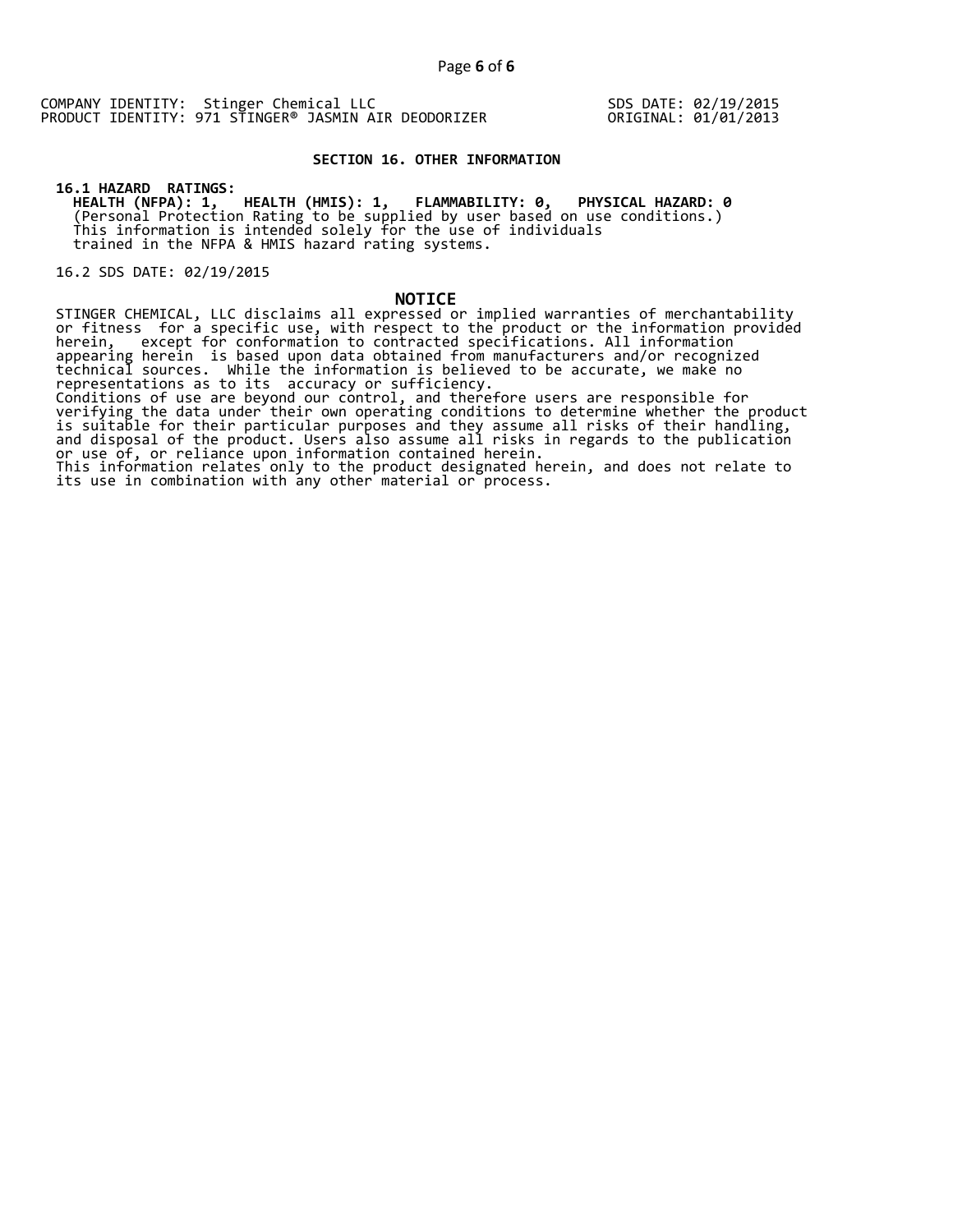## SECTION 16. OTHER INFORMATION

**16.1 HAZARD RATINGS:**

**HEALTH (NFPA): 1, HEALTH (HMIS): 1, FLAMMABILITY: 0, PHYSICAL HAZARD: 0**

(Personal Protection Rating to be supplied by user based on use conditions.)
This information is intended solely for the use of individuals trained in the NFPA & HMIS hazard rating systems.

16.2 SDS DATE: 02/19/2015

### NOTICE

STINGER CHEMICAL, LLC disclaims all expressed or implied warranties of merchantability or fitness for a specific use, with respect to the product or the information provided herein, except for conformation to contracted specifications. All information appearing herein is based upon data obtained from manufacturers and/or recognized technical sources. While the information is believed to be accurate, we make no representations as to its accuracy or sufficiency.
Conditions of use are beyond our control, and therefore users are responsible for verifying the data under their own operating conditions to determine whether the product is suitable for their particular purposes and they assume all risks of their handling, and disposal of the product. Users also assume all risks in regards to the publication or use of, or reliance upon information contained herein.
This information relates only to the product designated herein, and does not relate to its use in combination with any other material or process.